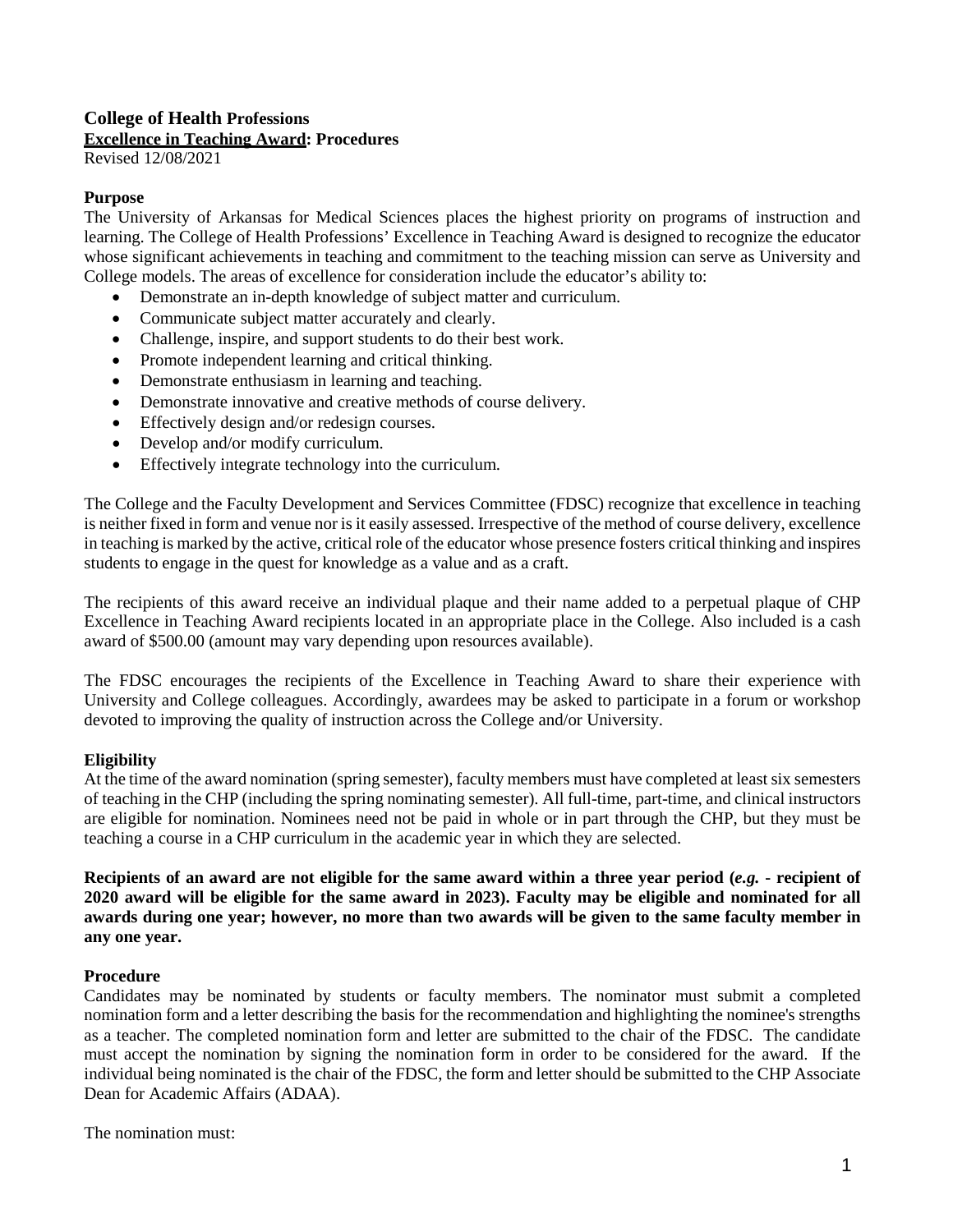**College of Health Professions**
**<u>Excellence in Teaching Award</u>: Procedures**
Revised 12/08/2021

**Purpose**
The University of Arkansas for Medical Sciences places the highest priority on programs of instruction and learning. The College of Health Professions' Excellence in Teaching Award is designed to recognize the educator whose significant achievements in teaching and commitment to the teaching mission can serve as University and College models. The areas of excellence for consideration include the educator's ability to:

- Demonstrate an in-depth knowledge of subject matter and curriculum.
- Communicate subject matter accurately and clearly.
- Challenge, inspire, and support students to do their best work.
- Promote independent learning and critical thinking.
- Demonstrate enthusiasm in learning and teaching.
- Demonstrate innovative and creative methods of course delivery.
- Effectively design and/or redesign courses.
- Develop and/or modify curriculum.
- Effectively integrate technology into the curriculum.

The College and the Faculty Development and Services Committee (FDSC) recognize that excellence in teaching is neither fixed in form and venue nor is it easily assessed. Irrespective of the method of course delivery, excellence in teaching is marked by the active, critical role of the educator whose presence fosters critical thinking and inspires students to engage in the quest for knowledge as a value and as a craft.

The recipients of this award receive an individual plaque and their name added to a perpetual plaque of CHP Excellence in Teaching Award recipients located in an appropriate place in the College. Also included is a cash award of $500.00 (amount may vary depending upon resources available).

The FDSC encourages the recipients of the Excellence in Teaching Award to share their experience with University and College colleagues. Accordingly, awardees may be asked to participate in a forum or workshop devoted to improving the quality of instruction across the College and/or University.

**Eligibility**
At the time of the award nomination (spring semester), faculty members must have completed at least six semesters of teaching in the CHP (including the spring nominating semester). All full-time, part-time, and clinical instructors are eligible for nomination. Nominees need not be paid in whole or in part through the CHP, but they must be teaching a course in a CHP curriculum in the academic year in which they are selected.

**Recipients of an award are not eligible for the same award within a three year period (*e.g.* - recipient of 2020 award will be eligible for the same award in 2023). Faculty may be eligible and nominated for all awards during one year; however, no more than two awards will be given to the same faculty member in any one year.**

**Procedure**
Candidates may be nominated by students or faculty members. The nominator must submit a completed nomination form and a letter describing the basis for the recommendation and highlighting the nominee's strengths as a teacher. The completed nomination form and letter are submitted to the chair of the FDSC. The candidate must accept the nomination by signing the nomination form in order to be considered for the award. If the individual being nominated is the chair of the FDSC, the form and letter should be submitted to the CHP Associate Dean for Academic Affairs (ADAA).

The nomination must: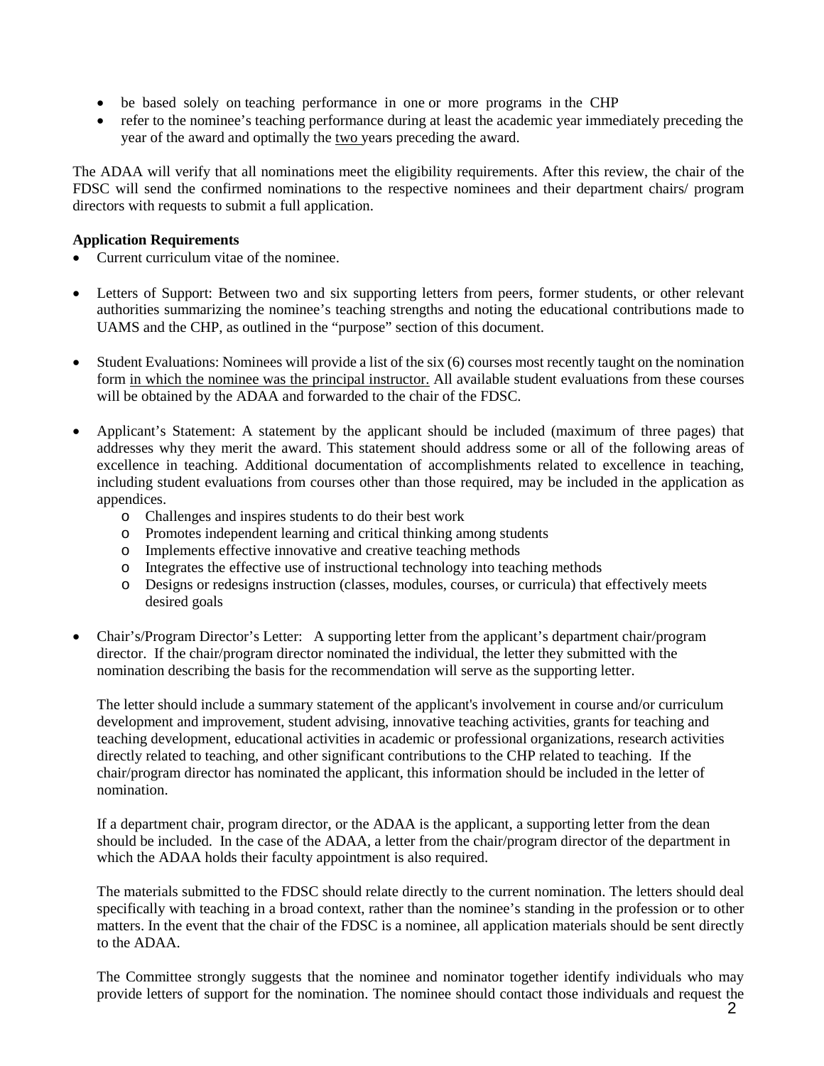- be based solely on teaching performance in one or more programs in the CHP
- refer to the nominee's teaching performance during at least the academic year immediately preceding the year of the award and optimally the two years preceding the award.

The ADAA will verify that all nominations meet the eligibility requirements. After this review, the chair of the FDSC will send the confirmed nominations to the respective nominees and their department chairs/ program directors with requests to submit a full application.

**Application Requirements**

- Current curriculum vitae of the nominee.

- Letters of Support: Between two and six supporting letters from peers, former students, or other relevant authorities summarizing the nominee's teaching strengths and noting the educational contributions made to UAMS and the CHP, as outlined in the "purpose" section of this document.

- Student Evaluations: Nominees will provide a list of the six (6) courses most recently taught on the nomination form in which the nominee was the principal instructor. All available student evaluations from these courses will be obtained by the ADAA and forwarded to the chair of the FDSC.

- Applicant's Statement: A statement by the applicant should be included (maximum of three pages) that addresses why they merit the award. This statement should address some or all of the following areas of excellence in teaching. Additional documentation of accomplishments related to excellence in teaching, including student evaluations from courses other than those required, may be included in the application as appendices.
  - Challenges and inspires students to do their best work
  - Promotes independent learning and critical thinking among students
  - Implements effective innovative and creative teaching methods
  - Integrates the effective use of instructional technology into teaching methods
  - Designs or redesigns instruction (classes, modules, courses, or curricula) that effectively meets desired goals

- Chair's/Program Director's Letter: A supporting letter from the applicant's department chair/program director. If the chair/program director nominated the individual, the letter they submitted with the nomination describing the basis for the recommendation will serve as the supporting letter.

  The letter should include a summary statement of the applicant's involvement in course and/or curriculum development and improvement, student advising, innovative teaching activities, grants for teaching and teaching development, educational activities in academic or professional organizations, research activities directly related to teaching, and other significant contributions to the CHP related to teaching. If the chair/program director has nominated the applicant, this information should be included in the letter of nomination.

  If a department chair, program director, or the ADAA is the applicant, a supporting letter from the dean should be included. In the case of the ADAA, a letter from the chair/program director of the department in which the ADAA holds their faculty appointment is also required.

  The materials submitted to the FDSC should relate directly to the current nomination. The letters should deal specifically with teaching in a broad context, rather than the nominee's standing in the profession or to other matters. In the event that the chair of the FDSC is a nominee, all application materials should be sent directly to the ADAA.

  The Committee strongly suggests that the nominee and nominator together identify individuals who may provide letters of support for the nomination. The nominee should contact those individuals and request the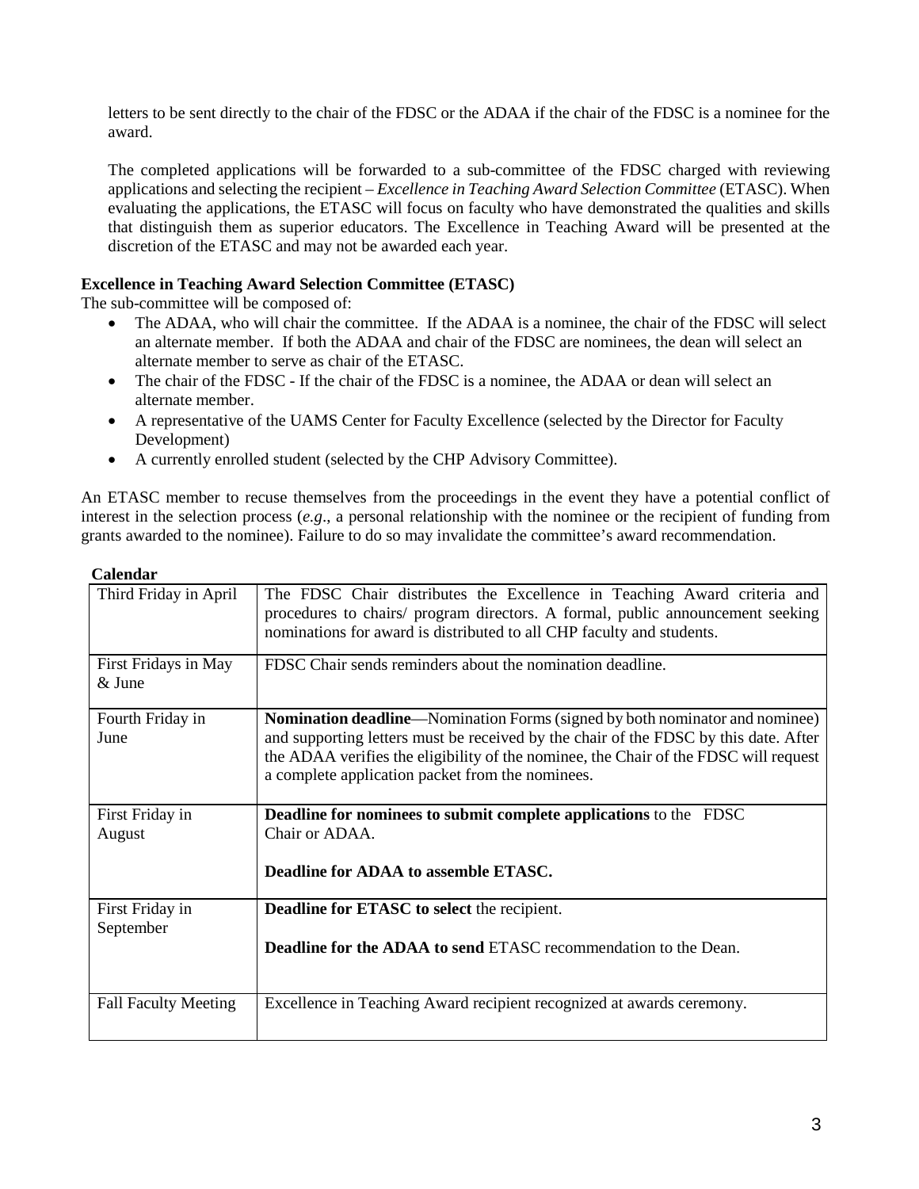letters to be sent directly to the chair of the FDSC or the ADAA if the chair of the FDSC is a nominee for the award.

The completed applications will be forwarded to a sub-committee of the FDSC charged with reviewing applications and selecting the recipient – *Excellence in Teaching Award Selection Committee* (ETASC). When evaluating the applications, the ETASC will focus on faculty who have demonstrated the qualities and skills that distinguish them as superior educators. The Excellence in Teaching Award will be presented at the discretion of the ETASC and may not be awarded each year.

**Excellence in Teaching Award Selection Committee (ETASC)**

The sub-committee will be composed of:

- The ADAA, who will chair the committee. If the ADAA is a nominee, the chair of the FDSC will select an alternate member. If both the ADAA and chair of the FDSC are nominees, the dean will select an alternate member to serve as chair of the ETASC.
- The chair of the FDSC - If the chair of the FDSC is a nominee, the ADAA or dean will select an alternate member.
- A representative of the UAMS Center for Faculty Excellence (selected by the Director for Faculty Development)
- A currently enrolled student (selected by the CHP Advisory Committee).

An ETASC member to recuse themselves from the proceedings in the event they have a potential conflict of interest in the selection process (*e.g.*, a personal relationship with the nominee or the recipient of funding from grants awarded to the nominee). Failure to do so may invalidate the committee's award recommendation.

**Calendar**

| | |
|---|---|
| Third Friday in April | The FDSC Chair distributes the Excellence in Teaching Award criteria and procedures to chairs/ program directors. A formal, public announcement seeking nominations for award is distributed to all CHP faculty and students. |
| First Fridays in May & June | FDSC Chair sends reminders about the nomination deadline. |
| Fourth Friday in June | **Nomination deadline**—Nomination Forms (signed by both nominator and nominee) and supporting letters must be received by the chair of the FDSC by this date. After the ADAA verifies the eligibility of the nominee, the Chair of the FDSC will request a complete application packet from the nominees. |
| First Friday in August | **Deadline for nominees to submit complete applications** to the FDSC Chair or ADAA.<br><br>**Deadline for ADAA to assemble ETASC.** |
| First Friday in September | **Deadline for ETASC to select** the recipient.<br><br>**Deadline for the ADAA to send** ETASC recommendation to the Dean. |
| Fall Faculty Meeting | Excellence in Teaching Award recipient recognized at awards ceremony. |